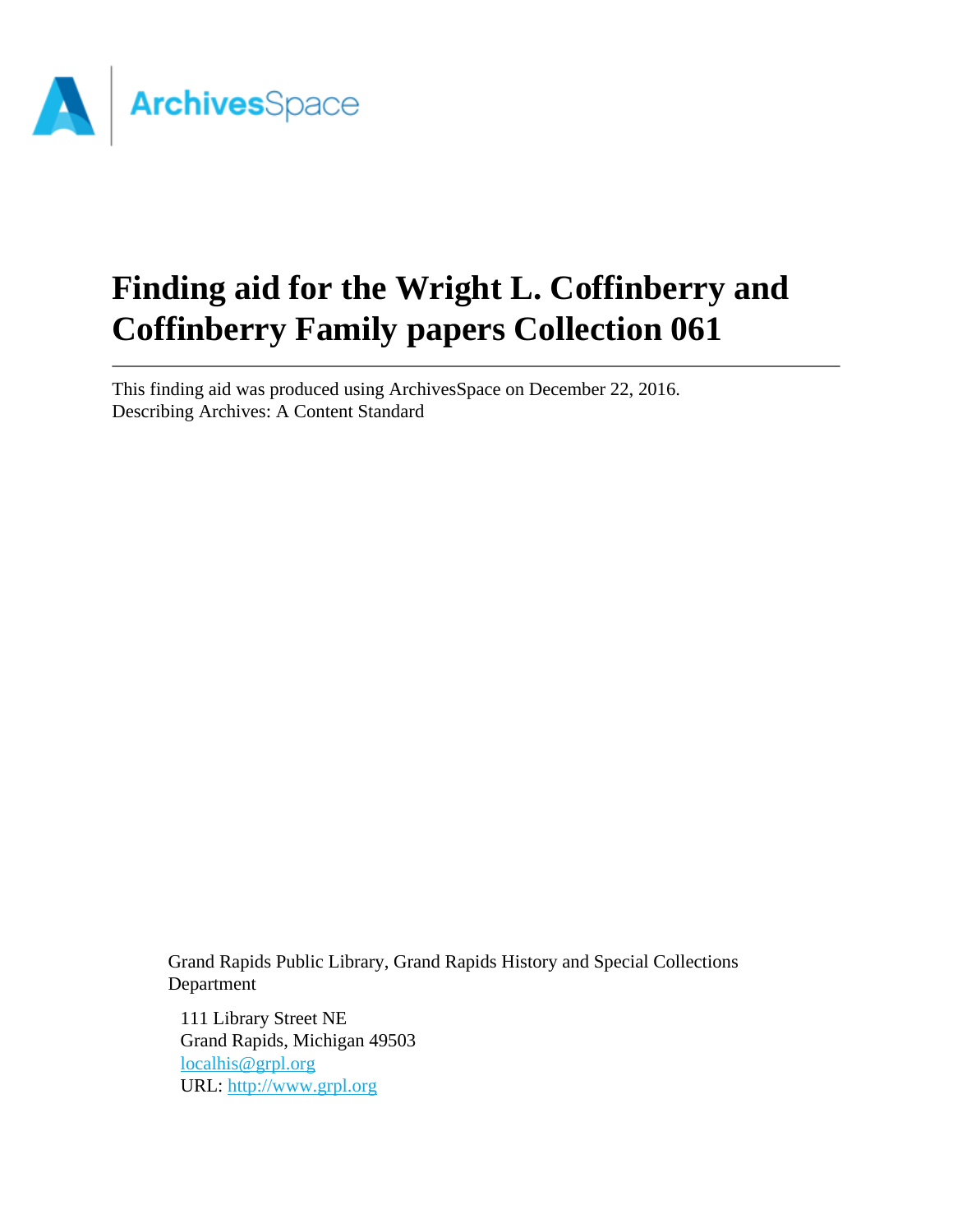ArchivesSpace

# Finding aid for the Wright L. Coffinberry and Coffinberry Family papers Collection 061

This finding aid was produced using ArchivesSpace on December 22, 2016.
Describing Archives: A Content Standard

Grand Rapids Public Library, Grand Rapids History and Special Collections Department

111 Library Street NE
Grand Rapids, Michigan 49503
localhis@grpl.org
URL: http://www.grpl.org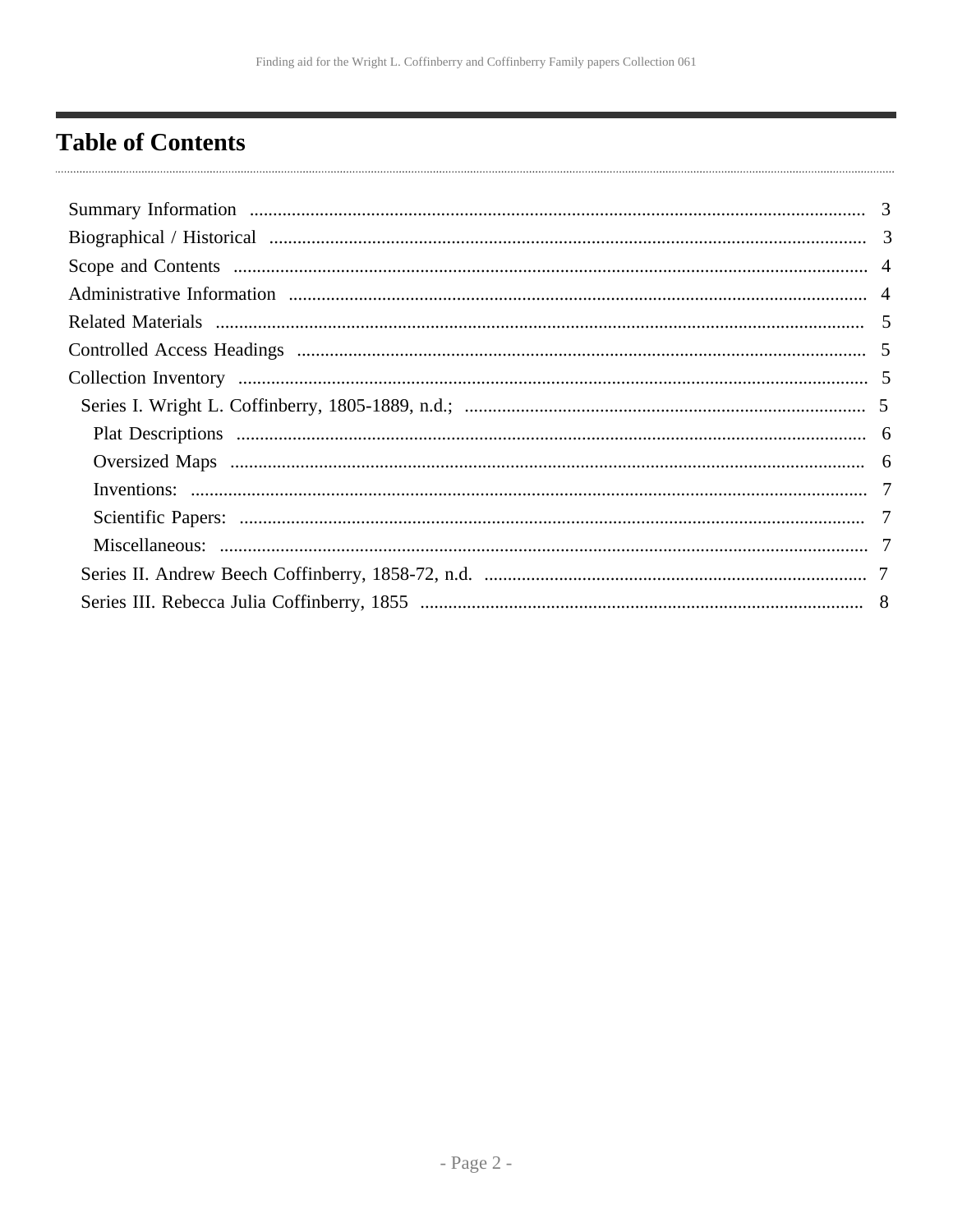# Table of Contents

- Summary Information ... 3
- Biographical / Historical ... 3
- Scope and Contents ... 4
- Administrative Information ... 4
- Related Materials ... 5
- Controlled Access Headings ... 5
- Collection Inventory ... 5
  - Series I. Wright L. Coffinberry, 1805-1889, n.d.; ... 5
    - Plat Descriptions ... 6
    - Oversized Maps ... 6
    - Inventions: ... 7
    - Scientific Papers: ... 7
    - Miscellaneous: ... 7
  - Series II. Andrew Beech Coffinberry, 1858-72, n.d. ... 7
  - Series III. Rebecca Julia Coffinberry, 1855 ... 8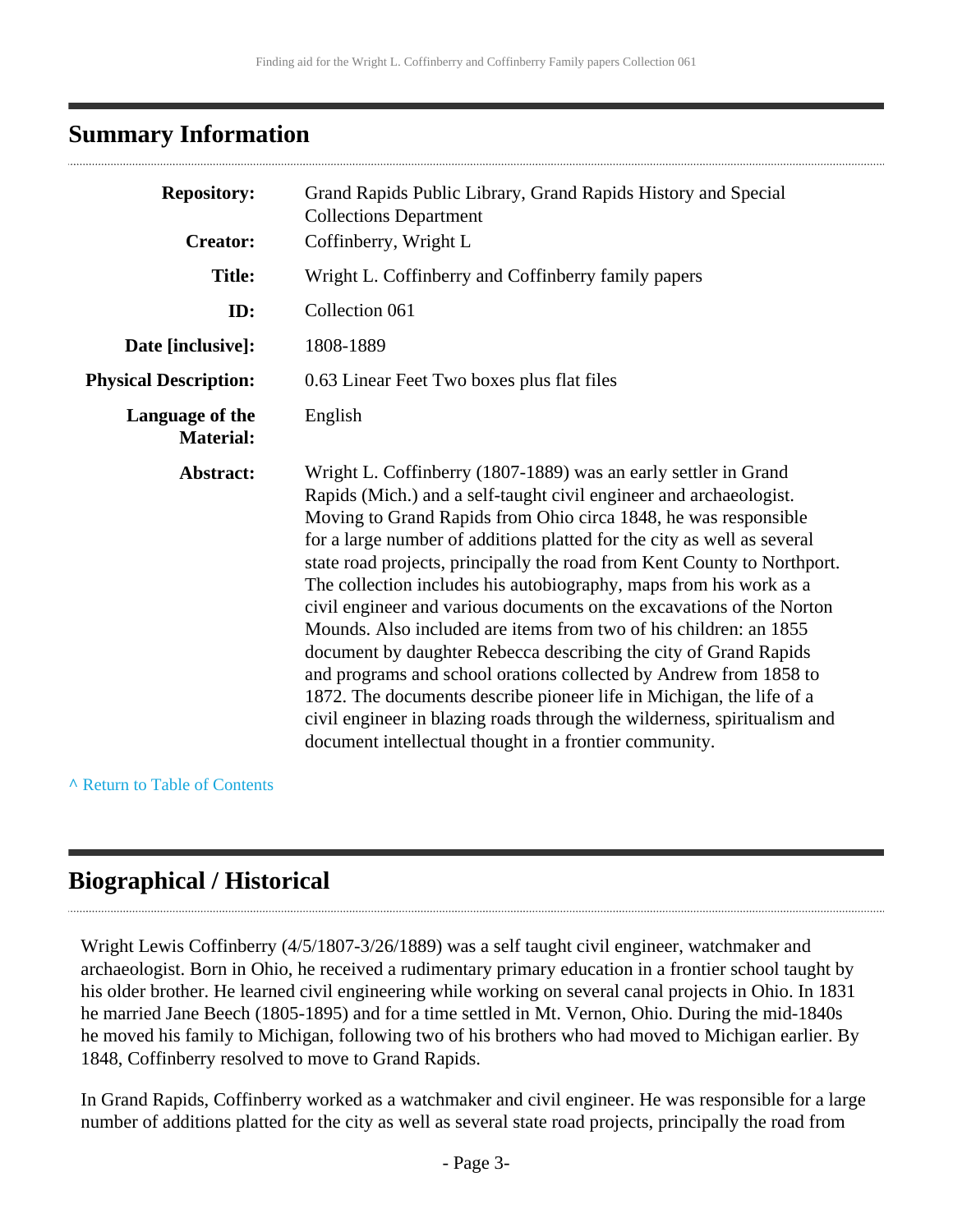## Summary Information

| | |
|---|---|
| **Repository:** | Grand Rapids Public Library, Grand Rapids History and Special Collections Department |
| **Creator:** | Coffinberry, Wright L |
| **Title:** | Wright L. Coffinberry and Coffinberry family papers |
| **ID:** | Collection 061 |
| **Date [inclusive]:** | 1808-1889 |
| **Physical Description:** | 0.63 Linear Feet Two boxes plus flat files |
| **Language of the Material:** | English |
| **Abstract:** | Wright L. Coffinberry (1807-1889) was an early settler in Grand Rapids (Mich.) and a self-taught civil engineer and archaeologist. Moving to Grand Rapids from Ohio circa 1848, he was responsible for a large number of additions platted for the city as well as several state road projects, principally the road from Kent County to Northport. The collection includes his autobiography, maps from his work as a civil engineer and various documents on the excavations of the Norton Mounds. Also included are items from two of his children: an 1855 document by daughter Rebecca describing the city of Grand Rapids and programs and school orations collected by Andrew from 1858 to 1872. The documents describe pioneer life in Michigan, the life of a civil engineer in blazing roads through the wilderness, spiritualism and document intellectual thought in a frontier community. |

^ Return to Table of Contents

## Biographical / Historical

Wright Lewis Coffinberry (4/5/1807-3/26/1889) was a self taught civil engineer, watchmaker and archaeologist. Born in Ohio, he received a rudimentary primary education in a frontier school taught by his older brother. He learned civil engineering while working on several canal projects in Ohio. In 1831 he married Jane Beech (1805-1895) and for a time settled in Mt. Vernon, Ohio. During the mid-1840s he moved his family to Michigan, following two of his brothers who had moved to Michigan earlier. By 1848, Coffinberry resolved to move to Grand Rapids.

In Grand Rapids, Coffinberry worked as a watchmaker and civil engineer. He was responsible for a large number of additions platted for the city as well as several state road projects, principally the road from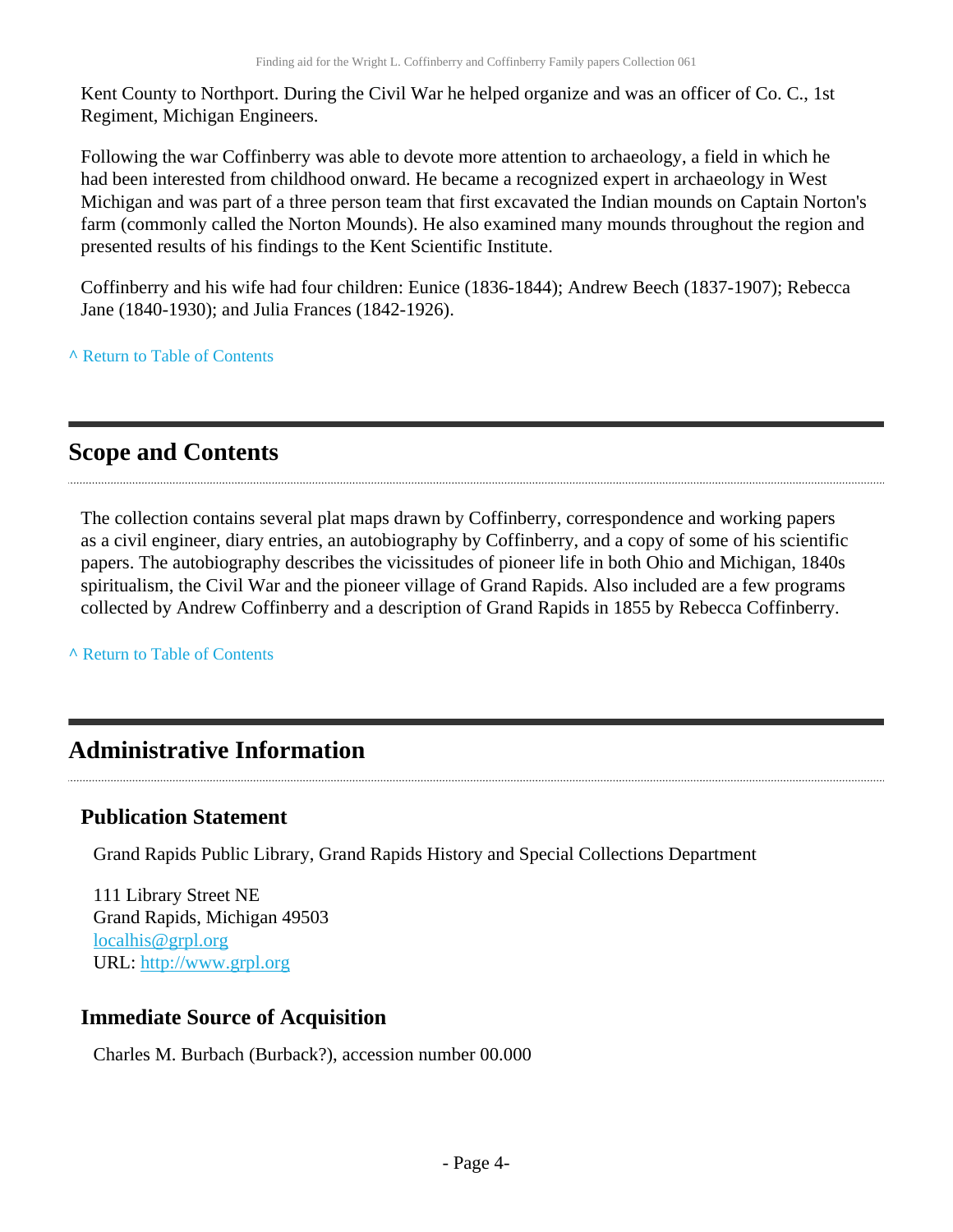Kent County to Northport. During the Civil War he helped organize and was an officer of Co. C., 1st Regiment, Michigan Engineers.

Following the war Coffinberry was able to devote more attention to archaeology, a field in which he had been interested from childhood onward. He became a recognized expert in archaeology in West Michigan and was part of a three person team that first excavated the Indian mounds on Captain Norton's farm (commonly called the Norton Mounds). He also examined many mounds throughout the region and presented results of his findings to the Kent Scientific Institute.

Coffinberry and his wife had four children: Eunice (1836-1844); Andrew Beech (1837-1907); Rebecca Jane (1840-1930); and Julia Frances (1842-1926).

^ Return to Table of Contents

## Scope and Contents

The collection contains several plat maps drawn by Coffinberry, correspondence and working papers as a civil engineer, diary entries, an autobiography by Coffinberry, and a copy of some of his scientific papers. The autobiography describes the vicissitudes of pioneer life in both Ohio and Michigan, 1840s spiritualism, the Civil War and the pioneer village of Grand Rapids. Also included are a few programs collected by Andrew Coffinberry and a description of Grand Rapids in 1855 by Rebecca Coffinberry.

^ Return to Table of Contents

## Administrative Information

### Publication Statement

Grand Rapids Public Library, Grand Rapids History and Special Collections Department

111 Library Street NE
Grand Rapids, Michigan 49503
localhis@grpl.org
URL: http://www.grpl.org

### Immediate Source of Acquisition

Charles M. Burbach (Burback?), accession number 00.000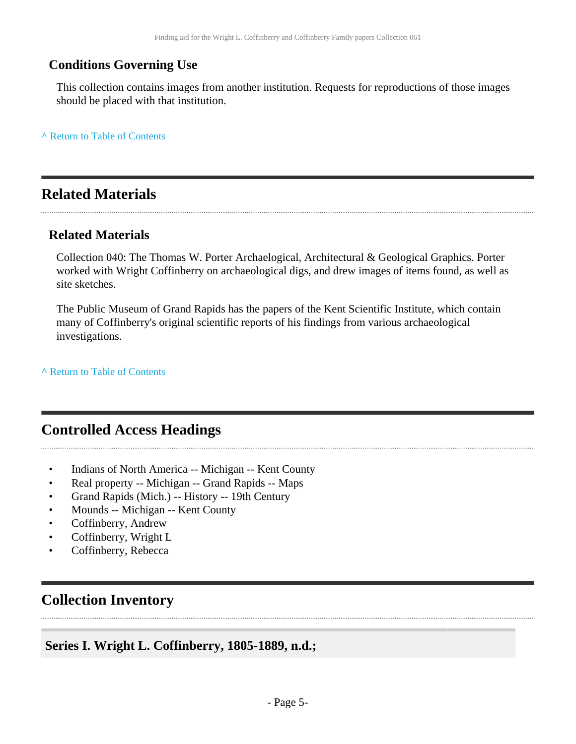### Conditions Governing Use

This collection contains images from another institution. Requests for reproductions of those images should be placed with that institution.

^ Return to Table of Contents

## Related Materials

### Related Materials

Collection 040: The Thomas W. Porter Archaelogical, Architectural & Geological Graphics. Porter worked with Wright Coffinberry on archaeological digs, and drew images of items found, as well as site sketches.

The Public Museum of Grand Rapids has the papers of the Kent Scientific Institute, which contain many of Coffinberry's original scientific reports of his findings from various archaeological investigations.

^ Return to Table of Contents

## Controlled Access Headings

- Indians of North America -- Michigan -- Kent County
- Real property -- Michigan -- Grand Rapids -- Maps
- Grand Rapids (Mich.) -- History -- 19th Century
- Mounds -- Michigan -- Kent County
- Coffinberry, Andrew
- Coffinberry, Wright L
- Coffinberry, Rebecca

## Collection Inventory

### Series I. Wright L. Coffinberry, 1805-1889, n.d.;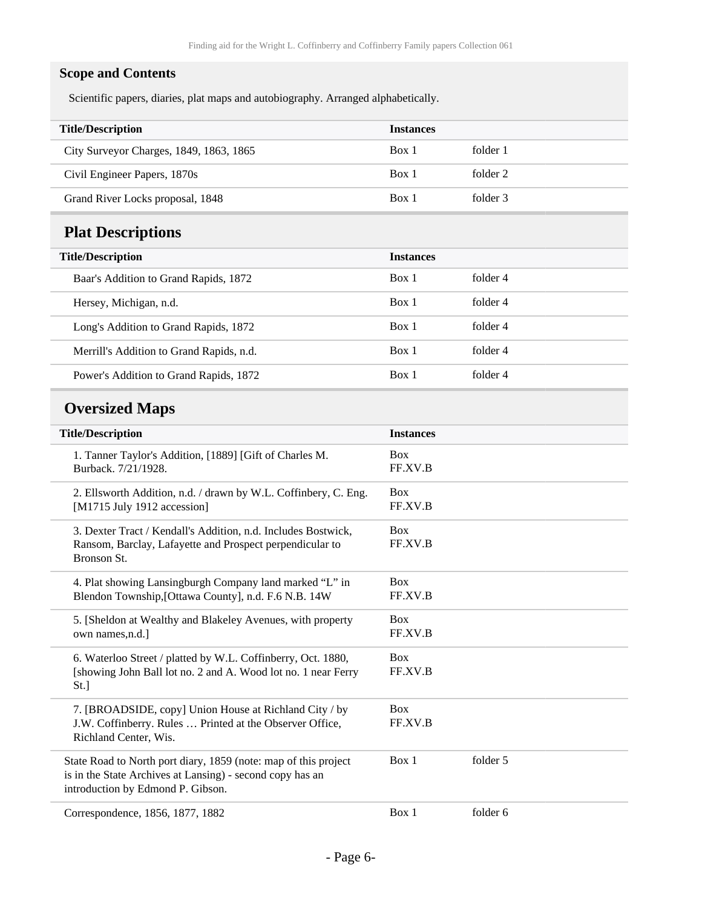### Scope and Contents

Scientific papers, diaries, plat maps and autobiography. Arranged alphabetically.

| Title/Description | Instances | |
| --- | --- | --- |
| City Surveyor Charges, 1849, 1863, 1865 | Box 1 | folder 1 |
| Civil Engineer Papers, 1870s | Box 1 | folder 2 |
| Grand River Locks proposal, 1848 | Box 1 | folder 3 |

## Plat Descriptions

| Title/Description | Instances | |
| --- | --- | --- |
| Baar's Addition to Grand Rapids, 1872 | Box 1 | folder 4 |
| Hersey, Michigan, n.d. | Box 1 | folder 4 |
| Long's Addition to Grand Rapids, 1872 | Box 1 | folder 4 |
| Merrill's Addition to Grand Rapids, n.d. | Box 1 | folder 4 |
| Power's Addition to Grand Rapids, 1872 | Box 1 | folder 4 |

## Oversized Maps

| Title/Description | Instances | |
| --- | --- | --- |
| 1. Tanner Taylor's Addition, [1889] [Gift of Charles M. Burback. 7/21/1928. | Box FF.XV.B | |
| 2. Ellsworth Addition, n.d. / drawn by W.L. Coffinbery, C. Eng. [M1715 July 1912 accession] | Box FF.XV.B | |
| 3. Dexter Tract / Kendall's Addition, n.d. Includes Bostwick, Ransom, Barclay, Lafayette and Prospect perpendicular to Bronson St. | Box FF.XV.B | |
| 4. Plat showing Lansingburgh Company land marked "L" in Blendon Township,[Ottawa County], n.d. F.6 N.B. 14W | Box FF.XV.B | |
| 5. [Sheldon at Wealthy and Blakeley Avenues, with property own names,n.d.] | Box FF.XV.B | |
| 6. Waterloo Street / platted by W.L. Coffinberry, Oct. 1880, [showing John Ball lot no. 2 and A. Wood lot no. 1 near Ferry St.] | Box FF.XV.B | |
| 7. [BROADSIDE, copy] Union House at Richland City / by J.W. Coffinberry. Rules … Printed at the Observer Office, Richland Center, Wis. | Box FF.XV.B | |

| Title/Description | Instances | |
| --- | --- | --- |
| State Road to North port diary, 1859 (note: map of this project is in the State Archives at Lansing) - second copy has an introduction by Edmond P. Gibson. | Box 1 | folder 5 |
| Correspondence, 1856, 1877, 1882 | Box 1 | folder 6 |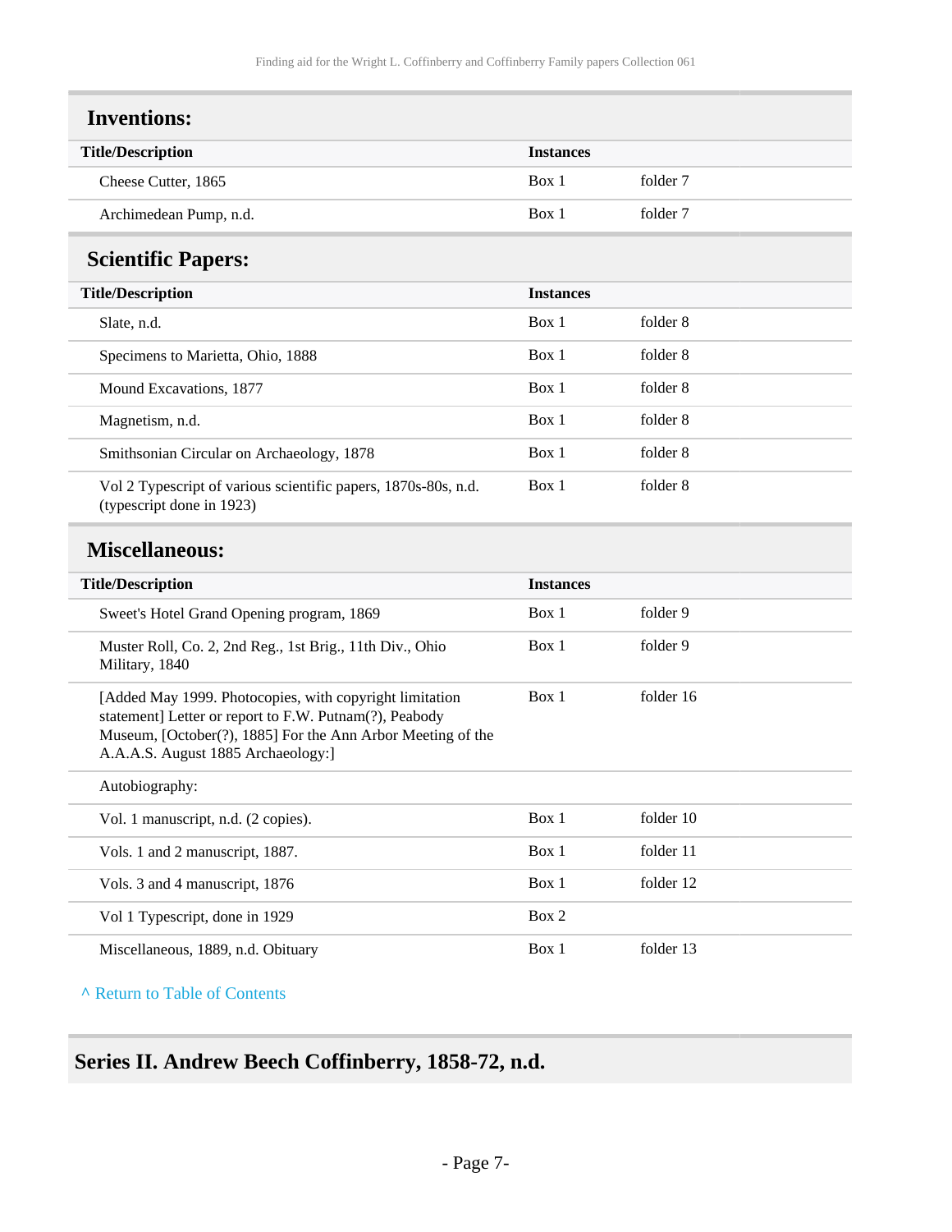## Inventions:

| Title/Description | Instances | |
|---|---|---|
| Cheese Cutter, 1865 | Box 1 | folder 7 |
| Archimedean Pump, n.d. | Box 1 | folder 7 |

## Scientific Papers:

| Title/Description | Instances | |
|---|---|---|
| Slate, n.d. | Box 1 | folder 8 |
| Specimens to Marietta, Ohio, 1888 | Box 1 | folder 8 |
| Mound Excavations, 1877 | Box 1 | folder 8 |
| Magnetism, n.d. | Box 1 | folder 8 |
| Smithsonian Circular on Archaeology, 1878 | Box 1 | folder 8 |
| Vol 2 Typescript of various scientific papers, 1870s-80s, n.d. (typescript done in 1923) | Box 1 | folder 8 |

## Miscellaneous:

| Title/Description | Instances | |
|---|---|---|
| Sweet's Hotel Grand Opening program, 1869 | Box 1 | folder 9 |
| Muster Roll, Co. 2, 2nd Reg., 1st Brig., 11th Div., Ohio Military, 1840 | Box 1 | folder 9 |
| [Added May 1999. Photocopies, with copyright limitation statement] Letter or report to F.W. Putnam(?), Peabody Museum, [October(?), 1885] For the Ann Arbor Meeting of the A.A.A.S. August 1885 Archaeology:] | Box 1 | folder 16 |
| Autobiography: | | |
| Vol. 1 manuscript, n.d. (2 copies). | Box 1 | folder 10 |
| Vols. 1 and 2 manuscript, 1887. | Box 1 | folder 11 |
| Vols. 3 and 4 manuscript, 1876 | Box 1 | folder 12 |
| Vol 1 Typescript, done in 1929 | Box 2 | |
| Miscellaneous, 1889, n.d. Obituary | Box 1 | folder 13 |

^ Return to Table of Contents

# Series II. Andrew Beech Coffinberry, 1858-72, n.d.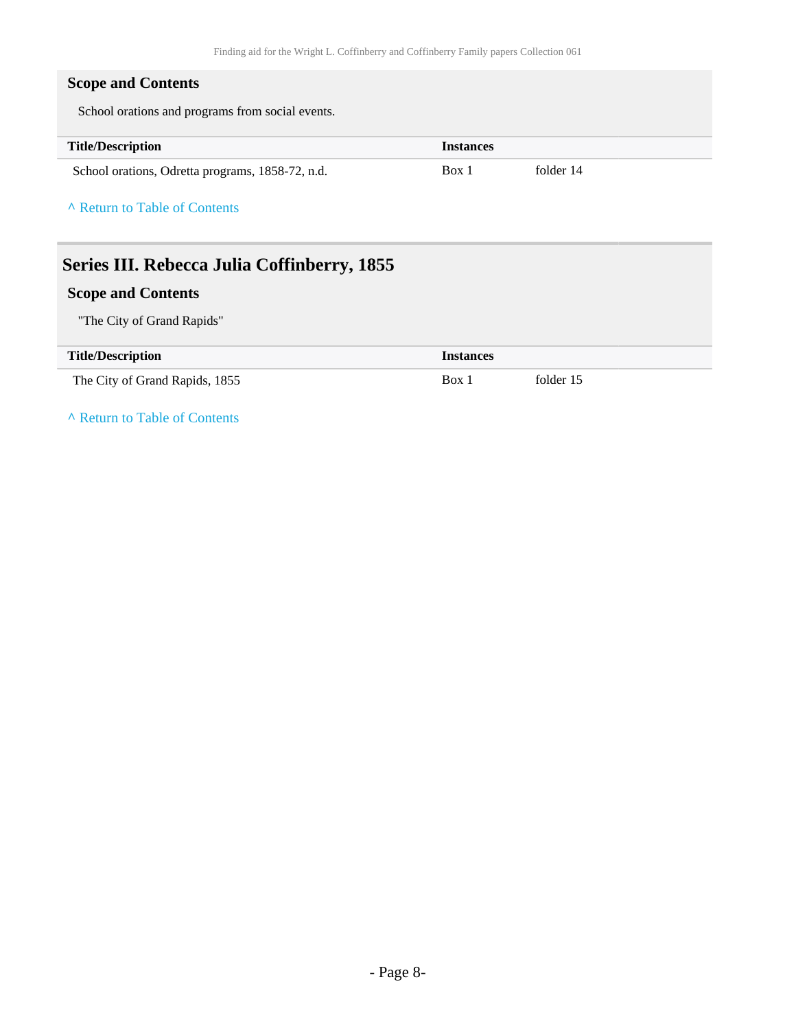### Scope and Contents

School orations and programs from social events.

| Title/Description | Instances | |
|---|---|---|
| School orations, Odretta programs, 1858-72, n.d. | Box 1 | folder 14 |

^ Return to Table of Contents

## Series III. Rebecca Julia Coffinberry, 1855

### Scope and Contents

"The City of Grand Rapids"

| Title/Description | Instances | |
|---|---|---|
| The City of Grand Rapids, 1855 | Box 1 | folder 15 |

^ Return to Table of Contents